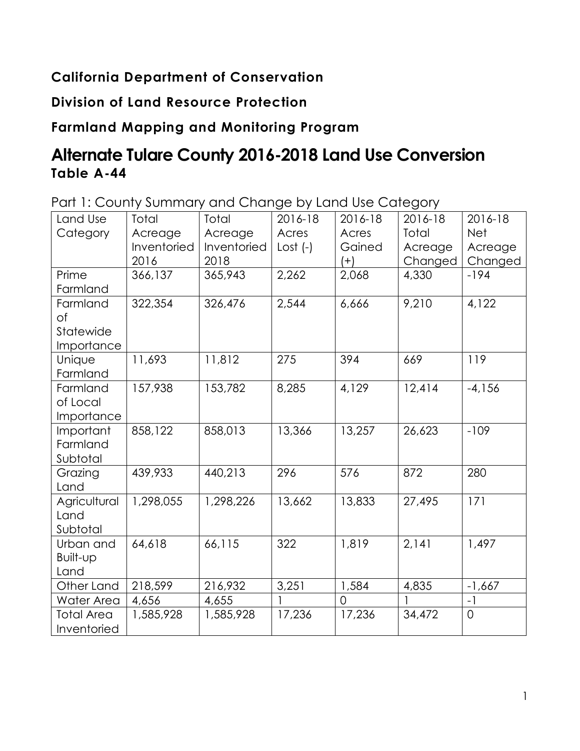**California Department of Conservation**

**Division of Land Resource Protection**

**Farmland Mapping and Monitoring Program**

# Alternate Tulare County 2016-2018 Land Use Conversion

**Table A-44**

Part 1: County Summary and Change by Land Use Category

| Land Use Category | Total Acreage Inventoried 2016 | Total Acreage Inventoried 2018 | 2016-18 Acres Lost (-) | 2016-18 Acres Gained (+) | 2016-18 Total Acreage Changed | 2016-18 Net Acreage Changed |
|---|---|---|---|---|---|---|
| Prime Farmland | 366,137 | 365,943 | 2,262 | 2,068 | 4,330 | -194 |
| Farmland of Statewide Importance | 322,354 | 326,476 | 2,544 | 6,666 | 9,210 | 4,122 |
| Unique Farmland | 11,693 | 11,812 | 275 | 394 | 669 | 119 |
| Farmland of Local Importance | 157,938 | 153,782 | 8,285 | 4,129 | 12,414 | -4,156 |
| Important Farmland Subtotal | 858,122 | 858,013 | 13,366 | 13,257 | 26,623 | -109 |
| Grazing Land | 439,933 | 440,213 | 296 | 576 | 872 | 280 |
| Agricultural Land Subtotal | 1,298,055 | 1,298,226 | 13,662 | 13,833 | 27,495 | 171 |
| Urban and Built-up Land | 64,618 | 66,115 | 322 | 1,819 | 2,141 | 1,497 |
| Other Land | 218,599 | 216,932 | 3,251 | 1,584 | 4,835 | -1,667 |
| Water Area | 4,656 | 4,655 | 1 | 0 | 1 | -1 |
| Total Area Inventoried | 1,585,928 | 1,585,928 | 17,236 | 17,236 | 34,472 | 0 |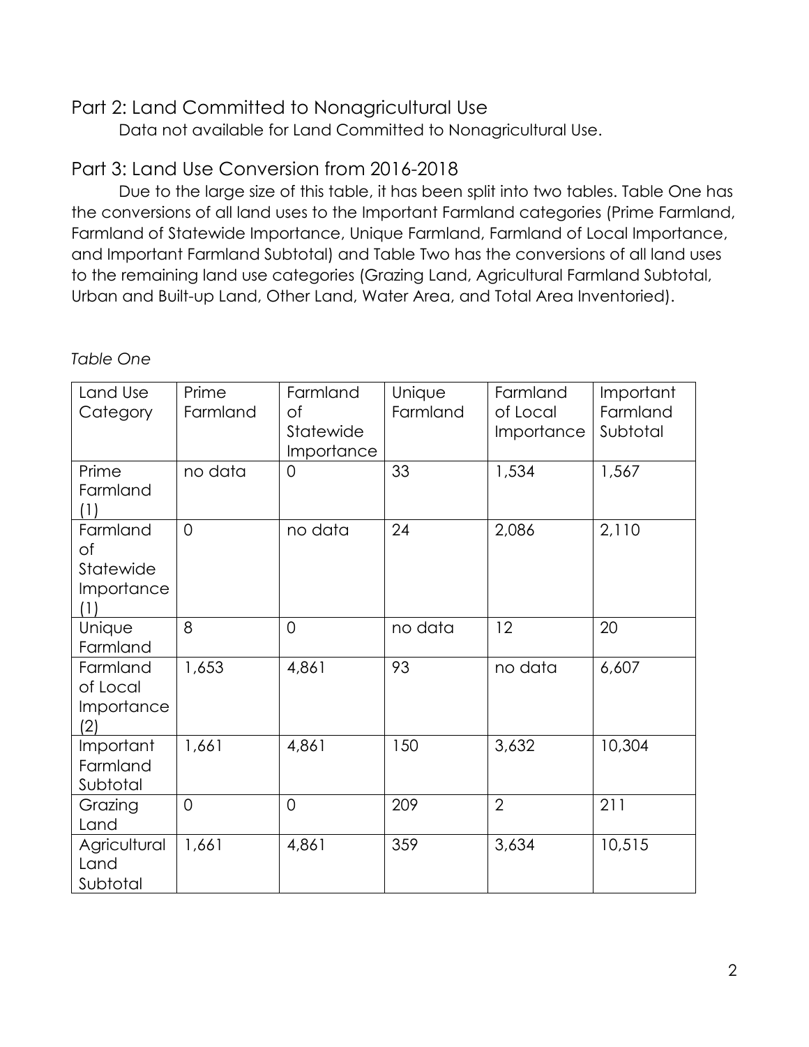## Part 2: Land Committed to Nonagricultural Use

Data not available for Land Committed to Nonagricultural Use.

## Part 3: Land Use Conversion from 2016-2018

Due to the large size of this table, it has been split into two tables. Table One has the conversions of all land uses to the Important Farmland categories (Prime Farmland, Farmland of Statewide Importance, Unique Farmland, Farmland of Local Importance, and Important Farmland Subtotal) and Table Two has the conversions of all land uses to the remaining land use categories (Grazing Land, Agricultural Farmland Subtotal, Urban and Built-up Land, Other Land, Water Area, and Total Area Inventoried).

*Table One*

| Land Use Category | Prime Farmland | Farmland of Statewide Importance | Unique Farmland | Farmland of Local Importance | Important Farmland Subtotal |
|---|---|---|---|---|---|
| Prime Farmland (1) | no data | 0 | 33 | 1,534 | 1,567 |
| Farmland of Statewide Importance (1) | 0 | no data | 24 | 2,086 | 2,110 |
| Unique Farmland | 8 | 0 | no data | 12 | 20 |
| Farmland of Local Importance (2) | 1,653 | 4,861 | 93 | no data | 6,607 |
| Important Farmland Subtotal | 1,661 | 4,861 | 150 | 3,632 | 10,304 |
| Grazing Land | 0 | 0 | 209 | 2 | 211 |
| Agricultural Land Subtotal | 1,661 | 4,861 | 359 | 3,634 | 10,515 |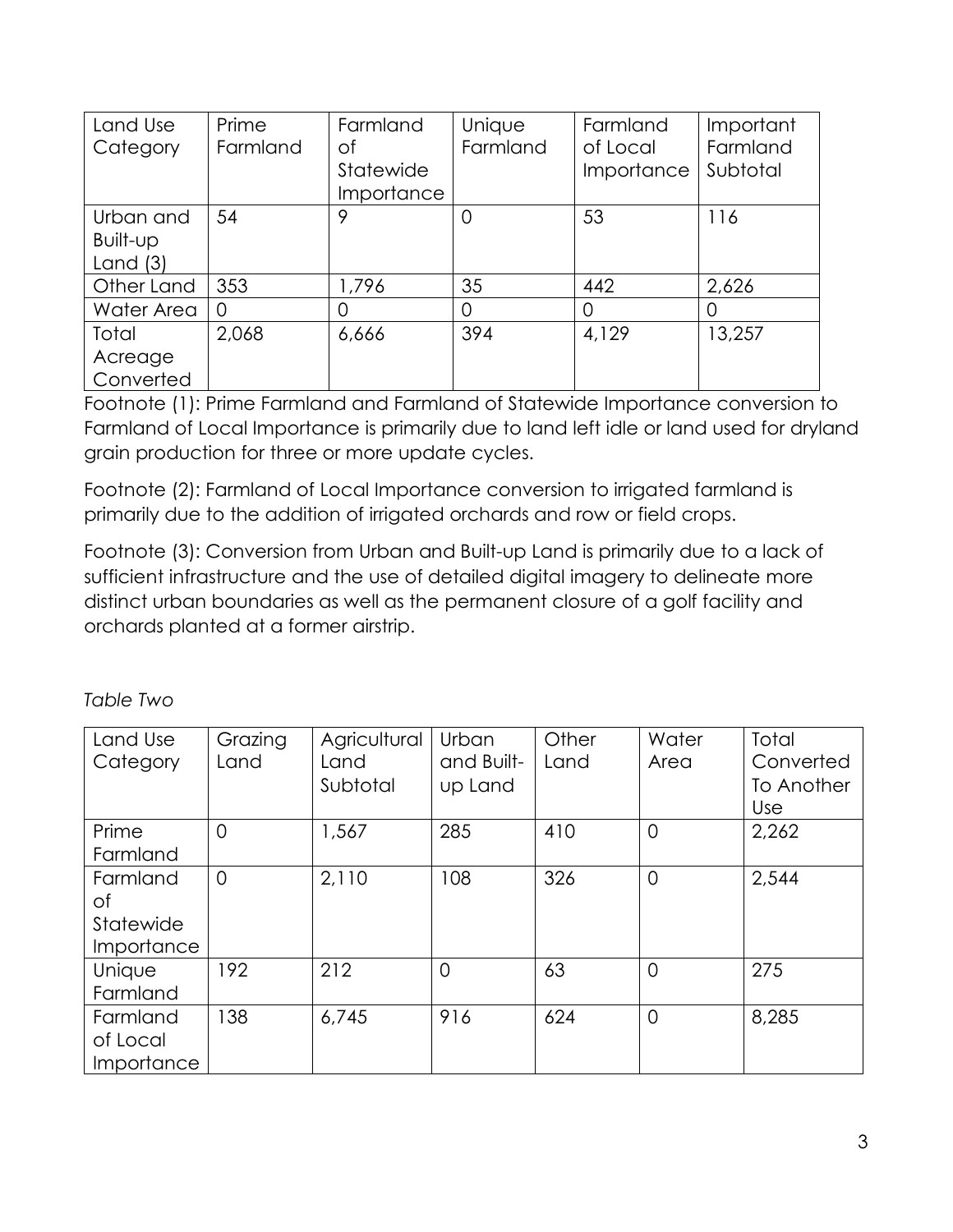| Land Use Category | Prime Farmland | Farmland of Statewide Importance | Unique Farmland | Farmland of Local Importance | Important Farmland Subtotal |
|---|---|---|---|---|---|
| Urban and Built-up Land (3) | 54 | 9 | 0 | 53 | 116 |
| Other Land | 353 | 1,796 | 35 | 442 | 2,626 |
| Water Area | 0 | 0 | 0 | 0 | 0 |
| Total Acreage Converted | 2,068 | 6,666 | 394 | 4,129 | 13,257 |

Footnote (1): Prime Farmland and Farmland of Statewide Importance conversion to Farmland of Local Importance is primarily due to land left idle or land used for dryland grain production for three or more update cycles.

Footnote (2): Farmland of Local Importance conversion to irrigated farmland is primarily due to the addition of irrigated orchards and row or field crops.

Footnote (3): Conversion from Urban and Built-up Land is primarily due to a lack of sufficient infrastructure and the use of detailed digital imagery to delineate more distinct urban boundaries as well as the permanent closure of a golf facility and orchards planted at a former airstrip.

*Table Two*

| Land Use Category | Grazing Land | Agricultural Land Subtotal | Urban and Built-up Land | Other Land | Water Area | Total Converted To Another Use |
|---|---|---|---|---|---|---|
| Prime Farmland | 0 | 1,567 | 285 | 410 | 0 | 2,262 |
| Farmland of Statewide Importance | 0 | 2,110 | 108 | 326 | 0 | 2,544 |
| Unique Farmland | 192 | 212 | 0 | 63 | 0 | 275 |
| Farmland of Local Importance | 138 | 6,745 | 916 | 624 | 0 | 8,285 |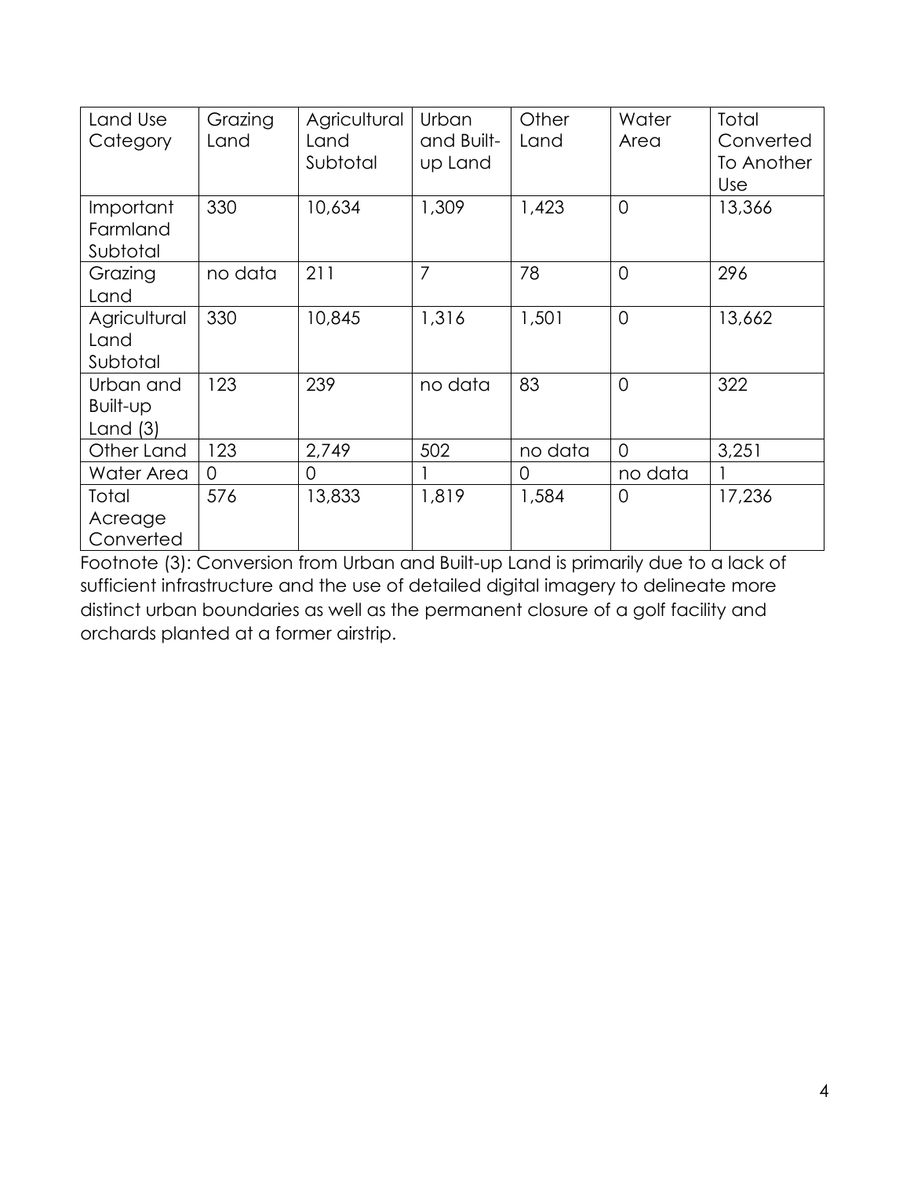| Land Use Category | Grazing Land | Agricultural Land Subtotal | Urban and Built-up Land | Other Land | Water Area | Total Converted To Another Use |
|---|---|---|---|---|---|---|
| Important Farmland Subtotal | 330 | 10,634 | 1,309 | 1,423 | 0 | 13,366 |
| Grazing Land | no data | 211 | 7 | 78 | 0 | 296 |
| Agricultural Land Subtotal | 330 | 10,845 | 1,316 | 1,501 | 0 | 13,662 |
| Urban and Built-up Land (3) | 123 | 239 | no data | 83 | 0 | 322 |
| Other Land | 123 | 2,749 | 502 | no data | 0 | 3,251 |
| Water Area | 0 | 0 | 1 | 0 | no data | 1 |
| Total Acreage Converted | 576 | 13,833 | 1,819 | 1,584 | 0 | 17,236 |

Footnote (3): Conversion from Urban and Built-up Land is primarily due to a lack of sufficient infrastructure and the use of detailed digital imagery to delineate more distinct urban boundaries as well as the permanent closure of a golf facility and orchards planted at a former airstrip.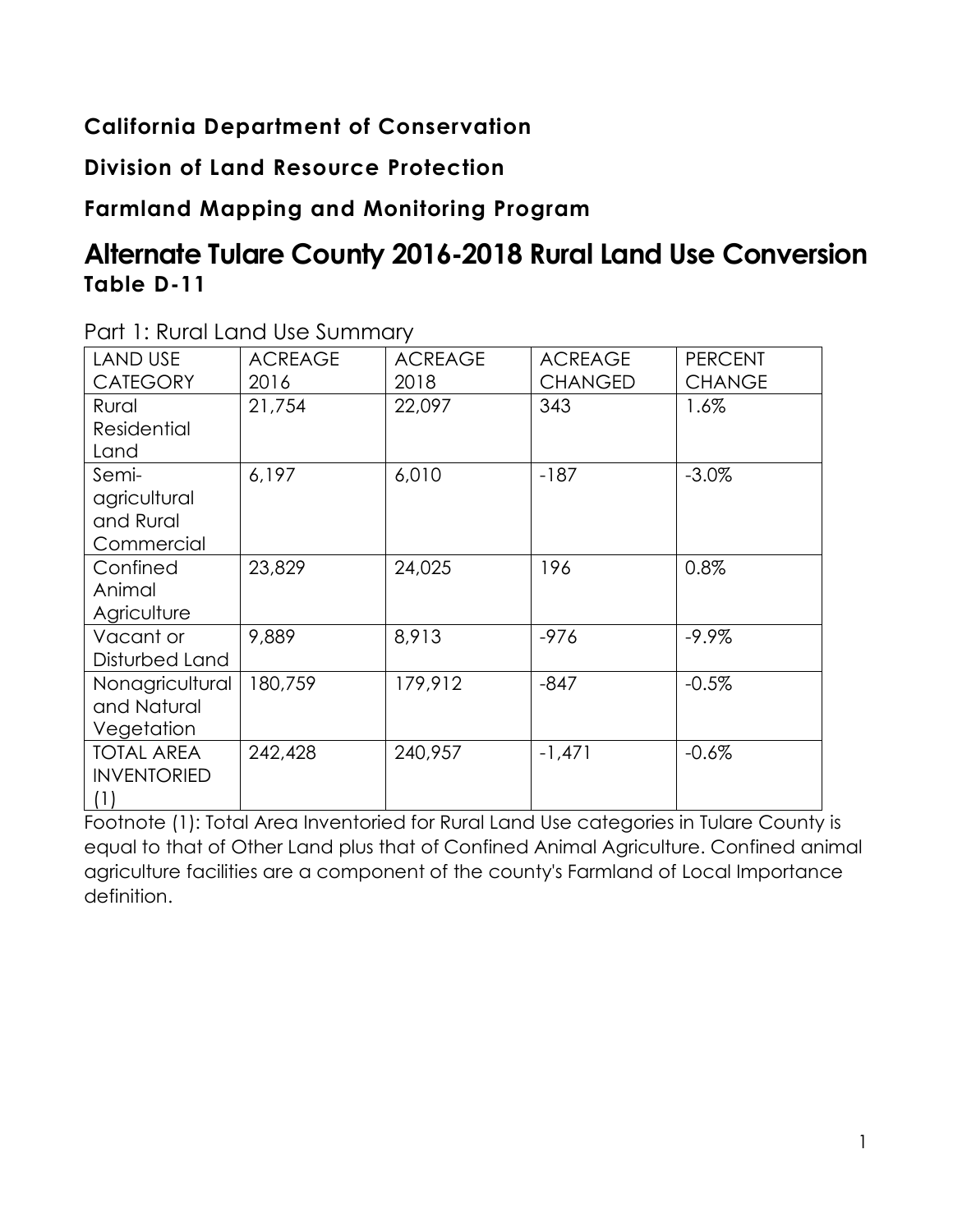**California Department of Conservation**

**Division of Land Resource Protection**

**Farmland Mapping and Monitoring Program**

# Alternate Tulare County 2016-2018 Rural Land Use Conversion

**Table D-11**

Part 1: Rural Land Use Summary

| LAND USE CATEGORY | ACREAGE 2016 | ACREAGE 2018 | ACREAGE CHANGED | PERCENT CHANGE |
|---|---|---|---|---|
| Rural Residential Land | 21,754 | 22,097 | 343 | 1.6% |
| Semi-agricultural and Rural Commercial | 6,197 | 6,010 | -187 | -3.0% |
| Confined Animal Agriculture | 23,829 | 24,025 | 196 | 0.8% |
| Vacant or Disturbed Land | 9,889 | 8,913 | -976 | -9.9% |
| Nonagricultural and Natural Vegetation | 180,759 | 179,912 | -847 | -0.5% |
| TOTAL AREA INVENTORIED (1) | 242,428 | 240,957 | -1,471 | -0.6% |

Footnote (1): Total Area Inventoried for Rural Land Use categories in Tulare County is equal to that of Other Land plus that of Confined Animal Agriculture. Confined animal agriculture facilities are a component of the county's Farmland of Local Importance definition.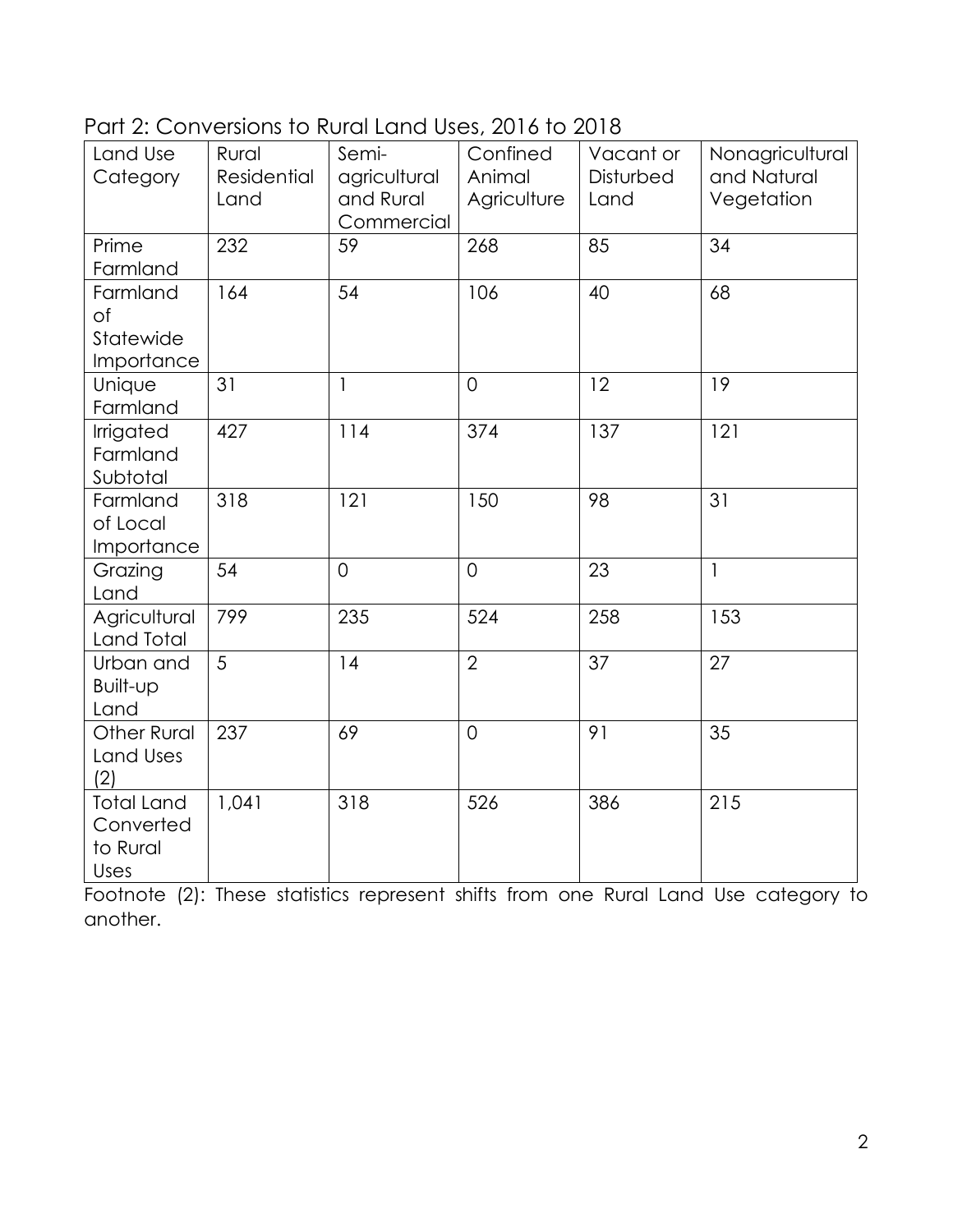Part 2: Conversions to Rural Land Uses, 2016 to 2018

| Land Use Category | Rural Residential Land | Semi-agricultural and Rural Commercial | Confined Animal Agriculture | Vacant or Disturbed Land | Nonagricultural and Natural Vegetation |
|---|---|---|---|---|---|
| Prime Farmland | 232 | 59 | 268 | 85 | 34 |
| Farmland of Statewide Importance | 164 | 54 | 106 | 40 | 68 |
| Unique Farmland | 31 | 1 | 0 | 12 | 19 |
| Irrigated Farmland Subtotal | 427 | 114 | 374 | 137 | 121 |
| Farmland of Local Importance | 318 | 121 | 150 | 98 | 31 |
| Grazing Land | 54 | 0 | 0 | 23 | 1 |
| Agricultural Land Total | 799 | 235 | 524 | 258 | 153 |
| Urban and Built-up Land | 5 | 14 | 2 | 37 | 27 |
| Other Rural Land Uses (2) | 237 | 69 | 0 | 91 | 35 |
| Total Land Converted to Rural Uses | 1,041 | 318 | 526 | 386 | 215 |

Footnote (2): These statistics represent shifts from one Rural Land Use category to another.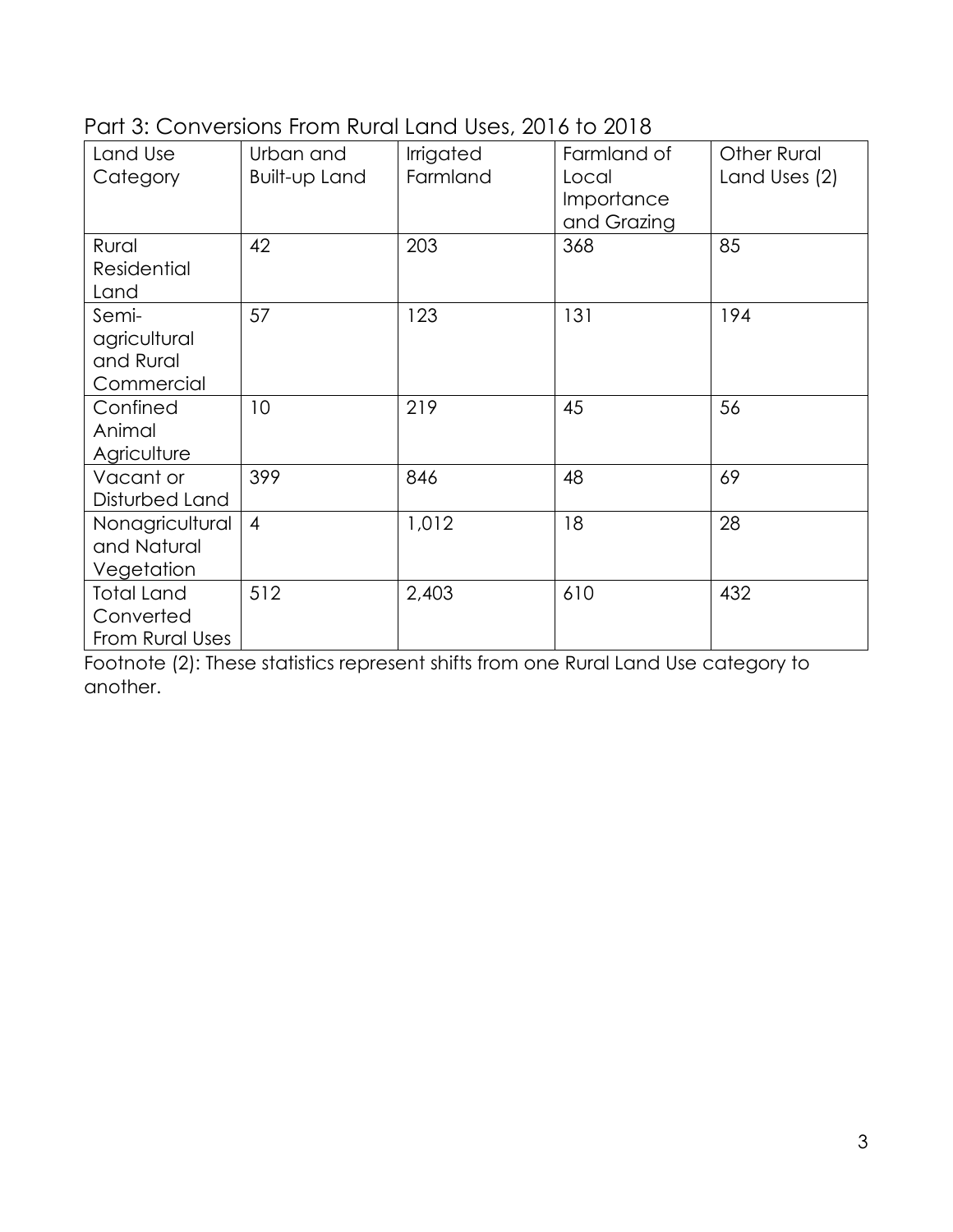Part 3: Conversions From Rural Land Uses, 2016 to 2018

| Land Use Category | Urban and Built-up Land | Irrigated Farmland | Farmland of Local Importance and Grazing | Other Rural Land Uses (2) |
|---|---|---|---|---|
| Rural Residential Land | 42 | 203 | 368 | 85 |
| Semi-agricultural and Rural Commercial | 57 | 123 | 131 | 194 |
| Confined Animal Agriculture | 10 | 219 | 45 | 56 |
| Vacant or Disturbed Land | 399 | 846 | 48 | 69 |
| Nonagricultural and Natural Vegetation | 4 | 1,012 | 18 | 28 |
| Total Land Converted From Rural Uses | 512 | 2,403 | 610 | 432 |

Footnote (2): These statistics represent shifts from one Rural Land Use category to another.